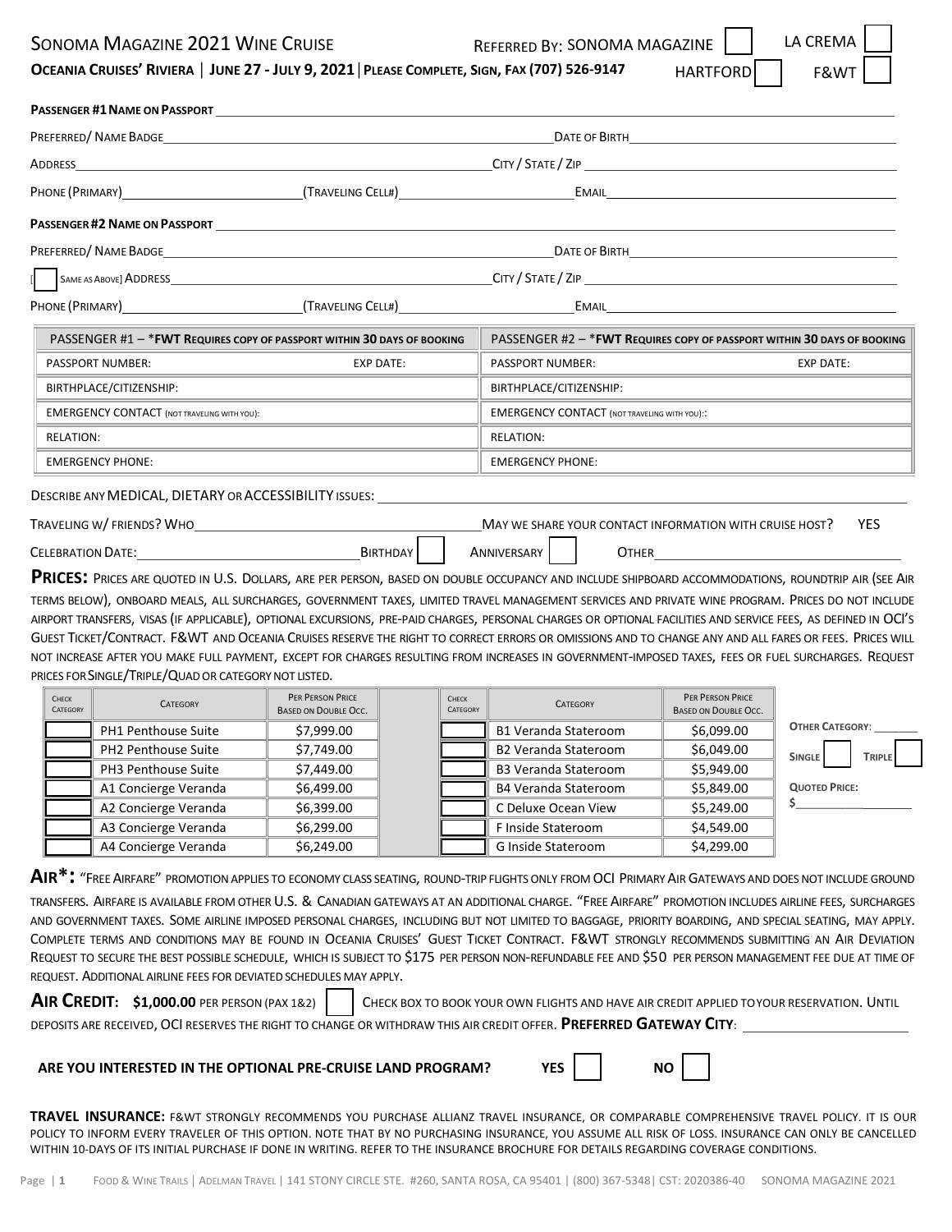# SONOMA MAGAZINE 2021 WINE CRUISE

REFERRED BY: SONOMA MAGAZINE ☐ LA CREMA ☐ HARTFORD ☐ F&WT ☐

**OCEANIA CRUISES' RIVIERA | JUNE 27 - JULY 9, 2021 | PLEASE COMPLETE, SIGN, FAX (707) 526-9147**

**PASSENGER #1 NAME ON PASSPORT** ______________________________

PREFERRED/ NAME BADGE ______________________________ DATE OF BIRTH ______________________________

ADDRESS ______________________________ CITY / STATE / ZIP ______________________________

PHONE (PRIMARY) ______________ (TRAVELING CELL#) ______________ EMAIL ______________________________

**PASSENGER #2 NAME ON PASSPORT** ______________________________

PREFERRED/ NAME BADGE ______________________________ DATE OF BIRTH ______________________________

[☐ SAME AS ABOVE] ADDRESS ______________________________ CITY / STATE / ZIP ______________________________

PHONE (PRIMARY) ______________ (TRAVELING CELL#) ______________ EMAIL ______________________________

| PASSENGER #1 – ***FWT REQUIRES COPY OF PASSPORT WITHIN 30 DAYS OF BOOKING** | | PASSENGER #2 – ***FWT REQUIRES COPY OF PASSPORT WITHIN 30 DAYS OF BOOKING** | |
|---|---|---|---|
| PASSPORT NUMBER: | EXP DATE: | PASSPORT NUMBER: | EXP DATE: |
| BIRTHPLACE/CITIZENSHIP: | | BIRTHPLACE/CITIZENSHIP: | |
| EMERGENCY CONTACT (NOT TRAVELING WITH YOU): | | EMERGENCY CONTACT (NOT TRAVELING WITH YOU):: | |
| RELATION: | | RELATION: | |
| EMERGENCY PHONE: | | EMERGENCY PHONE: | |

DESCRIBE ANY MEDICAL, DIETARY OR ACCESSIBILITY ISSUES: ______________________________

TRAVELING W/ FRIENDS? WHO ______________________________ MAY WE SHARE YOUR CONTACT INFORMATION WITH CRUISE HOST? YES

CELEBRATION DATE: ______________ BIRTHDAY ☐ ANNIVERSARY ☐ OTHER ______________

**PRICES:** PRICES ARE QUOTED IN U.S. DOLLARS, ARE PER PERSON, BASED ON DOUBLE OCCUPANCY AND INCLUDE SHIPBOARD ACCOMMODATIONS, ROUNDTRIP AIR (SEE AIR TERMS BELOW), ONBOARD MEALS, ALL SURCHARGES, GOVERNMENT TAXES, LIMITED TRAVEL MANAGEMENT SERVICES AND PRIVATE WINE PROGRAM. PRICES DO NOT INCLUDE AIRPORT TRANSFERS, VISAS (IF APPLICABLE), OPTIONAL EXCURSIONS, PRE-PAID CHARGES, PERSONAL CHARGES OR OPTIONAL FACILITIES AND SERVICE FEES, AS DEFINED IN OCI'S GUEST TICKET/CONTRACT. F&WT AND OCEANIA CRUISES RESERVE THE RIGHT TO CORRECT ERRORS OR OMISSIONS AND TO CHANGE ANY AND ALL FARES OR FEES. PRICES WILL NOT INCREASE AFTER YOU MAKE FULL PAYMENT, EXCEPT FOR CHARGES RESULTING FROM INCREASES IN GOVERNMENT-IMPOSED TAXES, FEES OR FUEL SURCHARGES. REQUEST PRICES FOR SINGLE/TRIPLE/QUAD OR CATEGORY NOT LISTED.

| CHECK CATEGORY | CATEGORY | PER PERSON PRICE BASED ON DOUBLE OCC. | CHECK CATEGORY | CATEGORY | PER PERSON PRICE BASED ON DOUBLE OCC. |
|---|---|---|---|---|---|
| ☐ | PH1 Penthouse Suite | $7,999.00 | ☐ | B1 Veranda Stateroom | $6,099.00 |
| ☐ | PH2 Penthouse Suite | $7,749.00 | ☐ | B2 Veranda Stateroom | $6,049.00 |
| ☐ | PH3 Penthouse Suite | $7,449.00 | ☐ | B3 Veranda Stateroom | $5,949.00 |
| ☐ | A1 Concierge Veranda | $6,499.00 | ☐ | B4 Veranda Stateroom | $5,849.00 |
| ☐ | A2 Concierge Veranda | $6,399.00 | ☐ | C Deluxe Ocean View | $5,249.00 |
| ☐ | A3 Concierge Veranda | $6,299.00 | ☐ | F Inside Stateroom | $4,549.00 |
| ☐ | A4 Concierge Veranda | $6,249.00 | ☐ | G Inside Stateroom | $4,299.00 |

OTHER CATEGORY: _______

SINGLE ☐ TRIPLE ☐

QUOTED PRICE: $______________

**AIR*:** "FREE AIRFARE" PROMOTION APPLIES TO ECONOMY CLASS SEATING, ROUND-TRIP FLIGHTS ONLY FROM OCI PRIMARY AIR GATEWAYS AND DOES NOT INCLUDE GROUND TRANSFERS. AIRFARE IS AVAILABLE FROM OTHER U.S. & CANADIAN GATEWAYS AT AN ADDITIONAL CHARGE. "FREE AIRFARE" PROMOTION INCLUDES AIRLINE FEES, SURCHARGES AND GOVERNMENT TAXES. SOME AIRLINE IMPOSED PERSONAL CHARGES, INCLUDING BUT NOT LIMITED TO BAGGAGE, PRIORITY BOARDING, AND SPECIAL SEATING, MAY APPLY. COMPLETE TERMS AND CONDITIONS MAY BE FOUND IN OCEANIA CRUISES' GUEST TICKET CONTRACT. F&WT STRONGLY RECOMMENDS SUBMITTING AN AIR DEVIATION REQUEST TO SECURE THE BEST POSSIBLE SCHEDULE, WHICH IS SUBJECT TO $175 PER PERSON NON-REFUNDABLE FEE AND $50 PER PERSON MANAGEMENT FEE DUE AT TIME OF REQUEST. ADDITIONAL AIRLINE FEES FOR DEVIATED SCHEDULES MAY APPLY.

**AIR CREDIT: $1,000.00** PER PERSON (PAX 1&2) ☐ CHECK BOX TO BOOK YOUR OWN FLIGHTS AND HAVE AIR CREDIT APPLIED TO YOUR RESERVATION. UNTIL DEPOSITS ARE RECEIVED, OCI RESERVES THE RIGHT TO CHANGE OR WITHDRAW THIS AIR CREDIT OFFER. **PREFERRED GATEWAY CITY**: ______________

**ARE YOU INTERESTED IN THE OPTIONAL PRE-CRUISE LAND PROGRAM? YES ☐ NO ☐**

**TRAVEL INSURANCE:** F&WT STRONGLY RECOMMENDS YOU PURCHASE ALLIANZ TRAVEL INSURANCE, OR COMPARABLE COMPREHENSIVE TRAVEL POLICY. IT IS OUR POLICY TO INFORM EVERY TRAVELER OF THIS OPTION. NOTE THAT BY NO PURCHASING INSURANCE, YOU ASSUME ALL RISK OF LOSS. INSURANCE CAN ONLY BE CANCELLED WITHIN 10-DAYS OF ITS INITIAL PURCHASE IF DONE IN WRITING. REFER TO THE INSURANCE BROCHURE FOR DETAILS REGARDING COVERAGE CONDITIONS.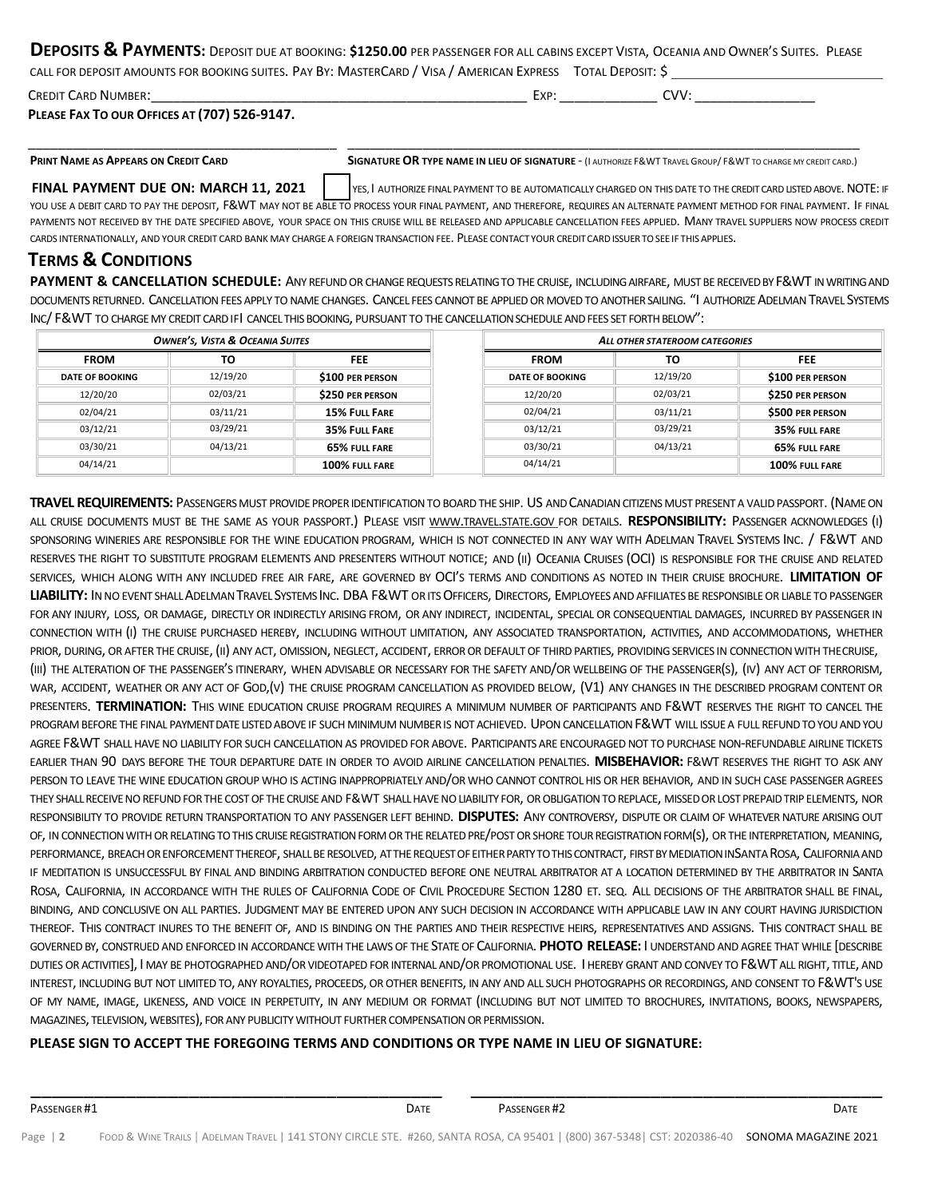**DEPOSITS & PAYMENTS:** DEPOSIT DUE AT BOOKING: **$1250.00** PER PASSENGER FOR ALL CABINS EXCEPT VISTA, OCEANIA AND OWNER'S SUITES. PLEASE CALL FOR DEPOSIT AMOUNTS FOR BOOKING SUITES. PAY BY: MASTERCARD / VISA / AMERICAN EXPRESS TOTAL DEPOSIT: $ ______________________________

CREDIT CARD NUMBER:______________________________________________________ EXP: ______________ CVV: _________________

**PLEASE FAX TO OUR OFFICES AT (707) 526-9147.**

______________________________________________ ________________________________________________________________________

**PRINT NAME AS APPEARS ON CREDIT CARD** **SIGNATURE OR TYPE NAME IN LIEU OF SIGNATURE** - (I AUTHORIZE F&WT TRAVEL GROUP/ F&WT TO CHARGE MY CREDIT CARD.)

**FINAL PAYMENT DUE ON: MARCH 11, 2021** ☐ YES, I AUTHORIZE FINAL PAYMENT TO BE AUTOMATICALLY CHARGED ON THIS DATE TO THE CREDIT CARD LISTED ABOVE. NOTE: IF YOU USE A DEBIT CARD TO PAY THE DEPOSIT, F&WT MAY NOT BE ABLE TO PROCESS YOUR FINAL PAYMENT, AND THEREFORE, REQUIRES AN ALTERNATE PAYMENT METHOD FOR FINAL PAYMENT. IF FINAL PAYMENTS NOT RECEIVED BY THE DATE SPECIFIED ABOVE, YOUR SPACE ON THIS CRUISE WILL BE RELEASED AND APPLICABLE CANCELLATION FEES APPLIED. MANY TRAVEL SUPPLIERS NOW PROCESS CREDIT CARDS INTERNATIONALLY, AND YOUR CREDIT CARD BANK MAY CHARGE A FOREIGN TRANSACTION FEE. PLEASE CONTACT YOUR CREDIT CARD ISSUER TO SEE IF THIS APPLIES.

## TERMS & CONDITIONS

**PAYMENT & CANCELLATION SCHEDULE:** ANY REFUND OR CHANGE REQUESTS RELATING TO THE CRUISE, INCLUDING AIRFARE, MUST BE RECEIVED BY F&WT IN WRITING AND DOCUMENTS RETURNED. CANCELLATION FEES APPLY TO NAME CHANGES. CANCEL FEES CANNOT BE APPLIED OR MOVED TO ANOTHER SAILING. "I AUTHORIZE ADELMAN TRAVEL SYSTEMS INC/ F&WT TO CHARGE MY CREDIT CARD IF I CANCEL THIS BOOKING, PURSUANT TO THE CANCELLATION SCHEDULE AND FEES SET FORTH BELOW":

| *OWNER'S, VISTA & OCEANIA SUITES* | | |
|---|---|---|
| **FROM** | **TO** | **FEE** |
| **DATE OF BOOKING** | 12/19/20 | **$100 PER PERSON** |
| 12/20/20 | 02/03/21 | **$250 PER PERSON** |
| 02/04/21 | 03/11/21 | **15% FULL FARE** |
| 03/12/21 | 03/29/21 | **35% FULL FARE** |
| 03/30/21 | 04/13/21 | **65% FULL FARE** |
| 04/14/21 | | **100% FULL FARE** |

| *ALL OTHER STATEROOM CATEGORIES* | | |
|---|---|---|
| **FROM** | **TO** | **FEE** |
| **DATE OF BOOKING** | 12/19/20 | **$100 PER PERSON** |
| 12/20/20 | 02/03/21 | **$250 PER PERSON** |
| 02/04/21 | 03/11/21 | **$500 PER PERSON** |
| 03/12/21 | 03/29/21 | **35% FULL FARE** |
| 03/30/21 | 04/13/21 | **65% FULL FARE** |
| 04/14/21 | | **100% FULL FARE** |

**TRAVEL REQUIREMENTS:** PASSENGERS MUST PROVIDE PROPER IDENTIFICATION TO BOARD THE SHIP. US AND CANADIAN CITIZENS MUST PRESENT A VALID PASSPORT. (NAME ON ALL CRUISE DOCUMENTS MUST BE THE SAME AS YOUR PASSPORT.) PLEASE VISIT WWW.TRAVEL.STATE.GOV FOR DETAILS. **RESPONSIBILITY:** PASSENGER ACKNOWLEDGES (I) SPONSORING WINERIES ARE RESPONSIBLE FOR THE WINE EDUCATION PROGRAM, WHICH IS NOT CONNECTED IN ANY WAY WITH ADELMAN TRAVEL SYSTEMS INC. / F&WT AND RESERVES THE RIGHT TO SUBSTITUTE PROGRAM ELEMENTS AND PRESENTERS WITHOUT NOTICE; AND (II) OCEANIA CRUISES (OCI) IS RESPONSIBLE FOR THE CRUISE AND RELATED SERVICES, WHICH ALONG WITH ANY INCLUDED FREE AIR FARE, ARE GOVERNED BY OCI'S TERMS AND CONDITIONS AS NOTED IN THEIR CRUISE BROCHURE. **LIMITATION OF LIABILITY:** IN NO EVENT SHALL ADELMAN TRAVEL SYSTEMS INC. DBA F&WT OR ITS OFFICERS, DIRECTORS, EMPLOYEES AND AFFILIATES BE RESPONSIBLE OR LIABLE TO PASSENGER FOR ANY INJURY, LOSS, OR DAMAGE, DIRECTLY OR INDIRECTLY ARISING FROM, OR ANY INDIRECT, INCIDENTAL, SPECIAL OR CONSEQUENTIAL DAMAGES, INCURRED BY PASSENGER IN CONNECTION WITH (I) THE CRUISE PURCHASED HEREBY, INCLUDING WITHOUT LIMITATION, ANY ASSOCIATED TRANSPORTATION, ACTIVITIES, AND ACCOMMODATIONS, WHETHER PRIOR, DURING, OR AFTER THE CRUISE, (II) ANY ACT, OMISSION, NEGLECT, ACCIDENT, ERROR OR DEFAULT OF THIRD PARTIES, PROVIDING SERVICES IN CONNECTION WITH THECRUISE, (III) THE ALTERATION OF THE PASSENGER'S ITINERARY, WHEN ADVISABLE OR NECESSARY FOR THE SAFETY AND/OR WELLBEING OF THE PASSENGER(S), (IV) ANY ACT OF TERRORISM, WAR, ACCIDENT, WEATHER OR ANY ACT OF GOD,(V) THE CRUISE PROGRAM CANCELLATION AS PROVIDED BELOW, (V1) ANY CHANGES IN THE DESCRIBED PROGRAM CONTENT OR PRESENTERS. **TERMINATION:** THIS WINE EDUCATION CRUISE PROGRAM REQUIRES A MINIMUM NUMBER OF PARTICIPANTS AND F&WT RESERVES THE RIGHT TO CANCEL THE PROGRAM BEFORE THE FINAL PAYMENT DATE LISTED ABOVE IF SUCH MINIMUM NUMBER IS NOT ACHIEVED. UPON CANCELLATION F&WT WILL ISSUE A FULL REFUND TO YOU AND YOU AGREE F&WT SHALL HAVE NO LIABILITY FOR SUCH CANCELLATION AS PROVIDED FOR ABOVE. PARTICIPANTS ARE ENCOURAGED NOT TO PURCHASE NON-REFUNDABLE AIRLINE TICKETS EARLIER THAN 90 DAYS BEFORE THE TOUR DEPARTURE DATE IN ORDER TO AVOID AIRLINE CANCELLATION PENALTIES. **MISBEHAVIOR:** F&WT RESERVES THE RIGHT TO ASK ANY PERSON TO LEAVE THE WINE EDUCATION GROUP WHO IS ACTING INAPPROPRIATELY AND/OR WHO CANNOT CONTROL HIS OR HER BEHAVIOR, AND IN SUCH CASE PASSENGER AGREES THEY SHALL RECEIVE NO REFUND FOR THE COST OF THE CRUISE AND F&WT SHALL HAVE NO LIABILITY FOR, OR OBLIGATION TO REPLACE, MISSED OR LOST PREPAID TRIP ELEMENTS, NOR RESPONSIBILITY TO PROVIDE RETURN TRANSPORTATION TO ANY PASSENGER LEFT BEHIND. **DISPUTES:** ANY CONTROVERSY, DISPUTE OR CLAIM OF WHATEVER NATURE ARISING OUT OF, IN CONNECTION WITH OR RELATING TO THIS CRUISE REGISTRATION FORM OR THE RELATED PRE/POST OR SHORE TOUR REGISTRATION FORM(S), OR THE INTERPRETATION, MEANING, PERFORMANCE, BREACH OR ENFORCEMENT THEREOF, SHALL BE RESOLVED, AT THE REQUEST OF EITHER PARTY TO THIS CONTRACT, FIRST BY MEDIATION INSANTA ROSA, CALIFORNIA AND IF MEDITATION IS UNSUCCESSFUL BY FINAL AND BINDING ARBITRATION CONDUCTED BEFORE ONE NEUTRAL ARBITRATOR AT A LOCATION DETERMINED BY THE ARBITRATOR IN SANTA ROSA, CALIFORNIA, IN ACCORDANCE WITH THE RULES OF CALIFORNIA CODE OF CIVIL PROCEDURE SECTION 1280 ET. SEQ. ALL DECISIONS OF THE ARBITRATOR SHALL BE FINAL, BINDING, AND CONCLUSIVE ON ALL PARTIES. JUDGMENT MAY BE ENTERED UPON ANY SUCH DECISION IN ACCORDANCE WITH APPLICABLE LAW IN ANY COURT HAVING JURISDICTION THEREOF. THIS CONTRACT INURES TO THE BENEFIT OF, AND IS BINDING ON THE PARTIES AND THEIR RESPECTIVE HEIRS, REPRESENTATIVES AND ASSIGNS. THIS CONTRACT SHALL BE GOVERNED BY, CONSTRUED AND ENFORCED IN ACCORDANCE WITH THE LAWS OF THE STATE OF CALIFORNIA. **PHOTO RELEASE:** I UNDERSTAND AND AGREE THAT WHILE [DESCRIBE DUTIES OR ACTIVITIES], I MAY BE PHOTOGRAPHED AND/OR VIDEOTAPED FOR INTERNAL AND/OR PROMOTIONAL USE. I HEREBY GRANT AND CONVEY TO F&WT ALL RIGHT, TITLE, AND INTEREST, INCLUDING BUT NOT LIMITED TO, ANY ROYALTIES, PROCEEDS, OR OTHER BENEFITS, IN ANY AND ALL SUCH PHOTOGRAPHS OR RECORDINGS, AND CONSENT TO F&WT'S USE OF MY NAME, IMAGE, LIKENESS, AND VOICE IN PERPETUITY, IN ANY MEDIUM OR FORMAT (INCLUDING BUT NOT LIMITED TO BROCHURES, INVITATIONS, BOOKS, NEWSPAPERS, MAGAZINES, TELEVISION, WEBSITES), FOR ANY PUBLICITY WITHOUT FURTHER COMPENSATION OR PERMISSION.

**PLEASE SIGN TO ACCEPT THE FOREGOING TERMS AND CONDITIONS OR TYPE NAME IN LIEU OF SIGNATURE:**

_________________________________________________ _________________________________________________

PASSENGER #1 DATE PASSENGER #2 DATE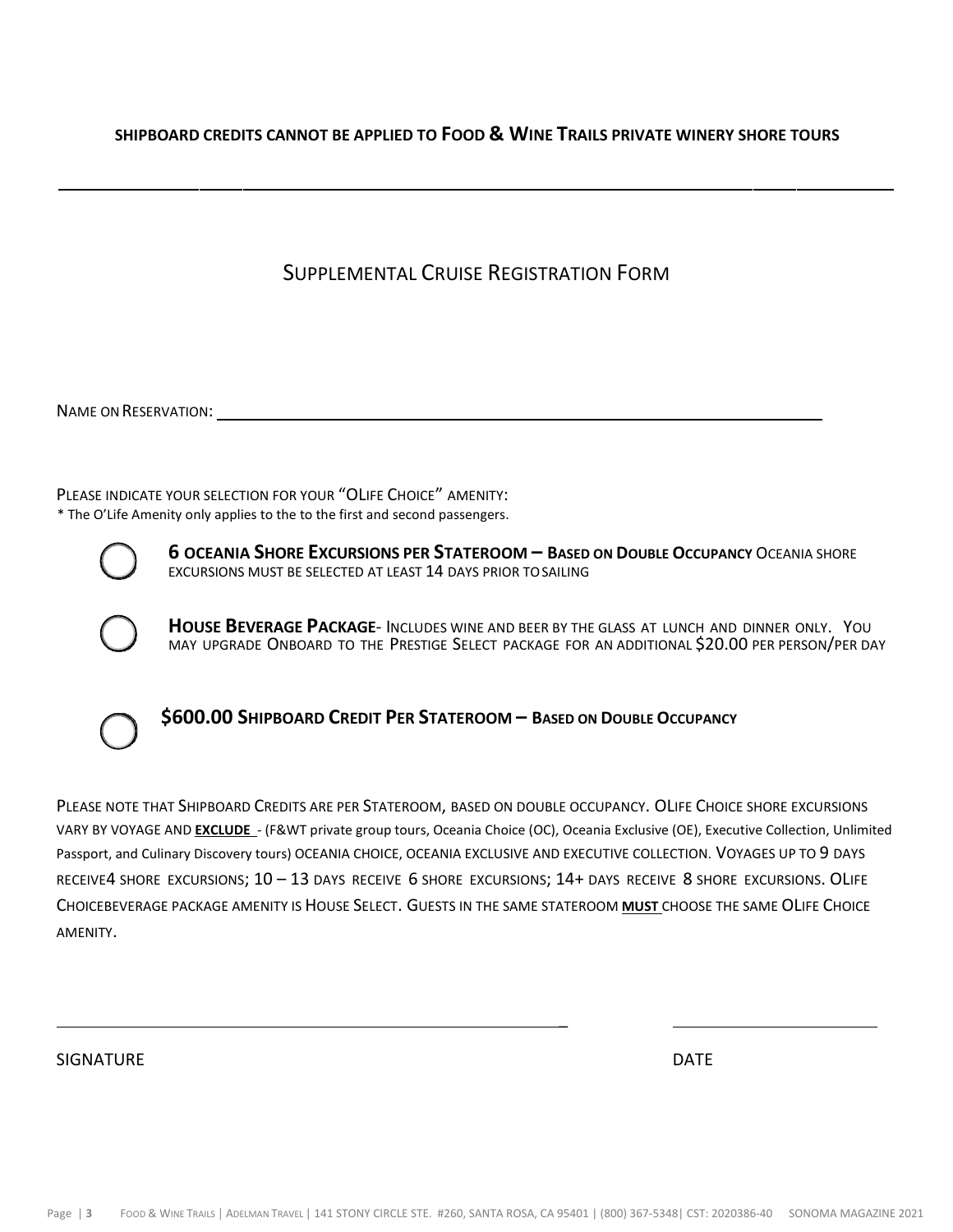**SHIPBOARD CREDITS CANNOT BE APPLIED TO FOOD & WINE TRAILS PRIVATE WINERY SHORE TOURS**

---

## SUPPLEMENTAL CRUISE REGISTRATION FORM

NAME ON RESERVATION: ______________________________________________

PLEASE INDICATE YOUR SELECTION FOR YOUR "OLIFE CHOICE" AMENITY:
* The O'Life Amenity only applies to the to the first and second passengers.

- ◯ **6 OCEANIA SHORE EXCURSIONS PER STATEROOM – BASED ON DOUBLE OCCUPANCY** OCEANIA SHORE EXCURSIONS MUST BE SELECTED AT LEAST 14 DAYS PRIOR TO SAILING

- ◯ **HOUSE BEVERAGE PACKAGE**- INCLUDES WINE AND BEER BY THE GLASS AT LUNCH AND DINNER ONLY. YOU MAY UPGRADE ONBOARD TO THE PRESTIGE SELECT PACKAGE FOR AN ADDITIONAL $20.00 PER PERSON/PER DAY

- ◯ **$600.00 SHIPBOARD CREDIT PER STATEROOM – BASED ON DOUBLE OCCUPANCY**

PLEASE NOTE THAT SHIPBOARD CREDITS ARE PER STATEROOM, BASED ON DOUBLE OCCUPANCY. OLIFE CHOICE SHORE EXCURSIONS VARY BY VOYAGE AND **EXCLUDE** - (F&WT private group tours, Oceania Choice (OC), Oceania Exclusive (OE), Executive Collection, Unlimited Passport, and Culinary Discovery tours) OCEANIA CHOICE, OCEANIA EXCLUSIVE AND EXECUTIVE COLLECTION. VOYAGES UP TO 9 DAYS RECEIVE4 SHORE EXCURSIONS; 10 – 13 DAYS RECEIVE 6 SHORE EXCURSIONS; 14+ DAYS RECEIVE 8 SHORE EXCURSIONS. OLIFE CHOICEBEVERAGE PACKAGE AMENITY IS HOUSE SELECT. GUESTS IN THE SAME STATEROOM **MUST** CHOOSE THE SAME OLIFE CHOICE AMENITY.

______________________________________________ ____________________

SIGNATURE DATE

FOOD & WINE TRAILS | ADELMAN TRAVEL | 141 STONY CIRCLE STE. #260, SANTA ROSA, CA 95401 | (800) 367-5348| CST: 2020386-40 SONOMA MAGAZINE 2021